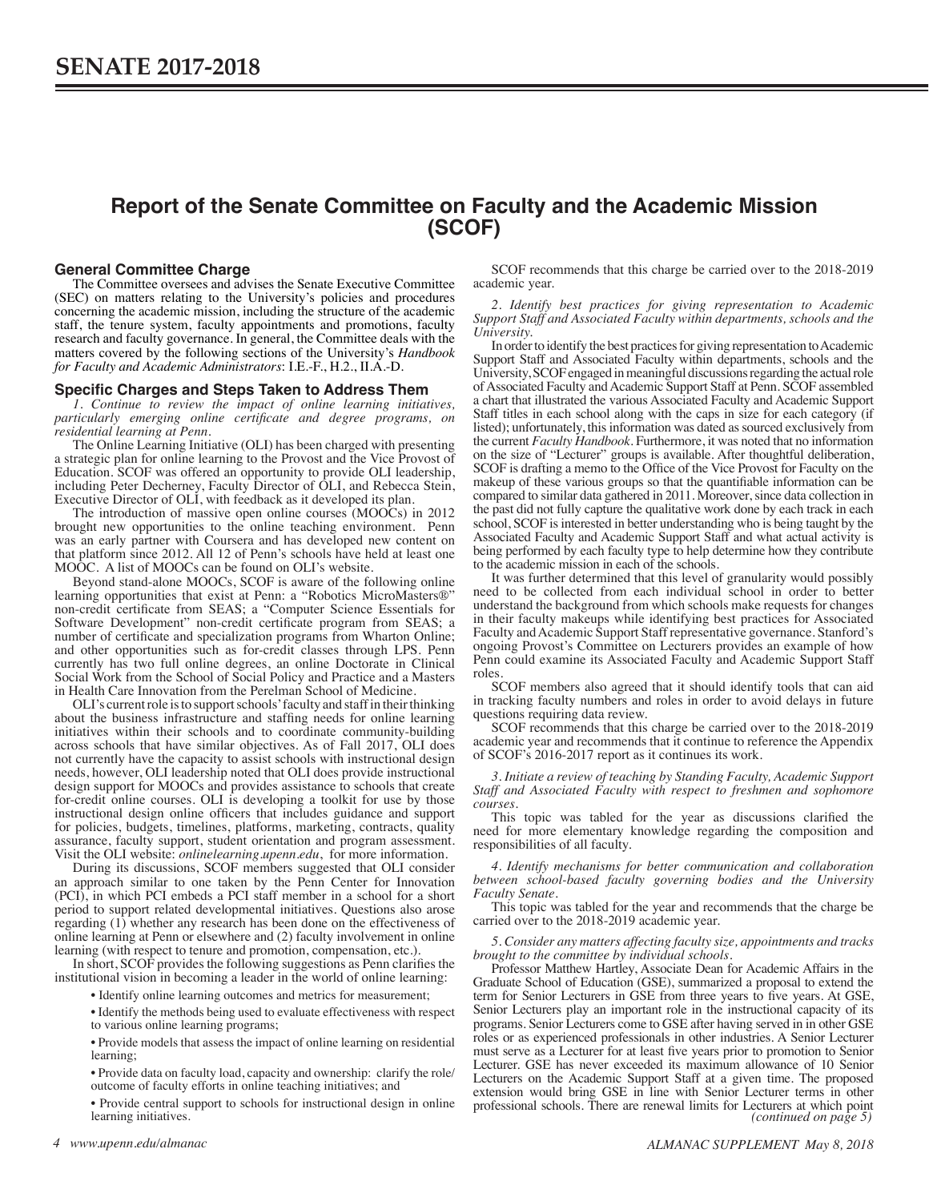# Report of the Senate Committee on Faculty and the Academic Mission (SCOF)

## General Committee Charge

The Committee oversees and advises the Senate Executive Committee (SEC) on matters relating to the University's policies and procedures concerning the academic mission, including the structure of the academic staff, the tenure system, faculty appointments and promotions, faculty research and faculty governance. In general, the Committee deals with the matters covered by the following sections of the University's *Handbook for Faculty and Academic Administrators*: I.E.-F., H.2., II.A.-D.

## Specific Charges and Steps Taken to Address Them

*1. Continue to review the impact of online learning initiatives, particularly emerging online certificate and degree programs, on residential learning at Penn.*

The Online Learning Initiative (OLI) has been charged with presenting a strategic plan for online learning to the Provost and the Vice Provost of Education. SCOF was offered an opportunity to provide OLI leadership, including Peter Decherney, Faculty Director of OLI, and Rebecca Stein, Executive Director of OLI, with feedback as it developed its plan.

The introduction of massive open online courses (MOOCs) in 2012 brought new opportunities to the online teaching environment. Penn was an early partner with Coursera and has developed new content on that platform since 2012. All 12 of Penn's schools have held at least one MOOC. A list of MOOCs can be found on OLI's website.

Beyond stand-alone MOOCs, SCOF is aware of the following online learning opportunities that exist at Penn: a "Robotics MicroMasters®" non-credit certificate from SEAS; a "Computer Science Essentials for Software Development" non-credit certificate program from SEAS; a number of certificate and specialization programs from Wharton Online; and other opportunities such as for-credit classes through LPS. Penn currently has two full online degrees, an online Doctorate in Clinical Social Work from the School of Social Policy and Practice and a Masters in Health Care Innovation from the Perelman School of Medicine.

OLI's current role is to support schools' faculty and staff in their thinking about the business infrastructure and staffing needs for online learning initiatives within their schools and to coordinate community-building across schools that have similar objectives. As of Fall 2017, OLI does not currently have the capacity to assist schools with instructional design needs, however, OLI leadership noted that OLI does provide instructional design support for MOOCs and provides assistance to schools that create for-credit online courses. OLI is developing a toolkit for use by those instructional design online officers that includes guidance and support for policies, budgets, timelines, platforms, marketing, contracts, quality assurance, faculty support, student orientation and program assessment. Visit the OLI website: *onlinelearning.upenn.edu*, for more information.

During its discussions, SCOF members suggested that OLI consider an approach similar to one taken by the Penn Center for Innovation (PCI), in which PCI embeds a PCI staff member in a school for a short period to support related developmental initiatives. Questions also arose regarding (1) whether any research has been done on the effectiveness of online learning at Penn or elsewhere and (2) faculty involvement in online learning (with respect to tenure and promotion, compensation, etc.).

In short, SCOF provides the following suggestions as Penn clarifies the institutional vision in becoming a leader in the world of online learning:

- Identify online learning outcomes and metrics for measurement;
- Identify the methods being used to evaluate effectiveness with respect to various online learning programs;
- Provide models that assess the impact of online learning on residential learning;
- Provide data on faculty load, capacity and ownership: clarify the role/outcome of faculty efforts in online teaching initiatives; and
- Provide central support to schools for instructional design in online learning initiatives.

SCOF recommends that this charge be carried over to the 2018-2019 academic year.

*2. Identify best practices for giving representation to Academic Support Staff and Associated Faculty within departments, schools and the University.*

In order to identify the best practices for giving representation to Academic Support Staff and Associated Faculty within departments, schools and the University, SCOF engaged in meaningful discussions regarding the actual role of Associated Faculty and Academic Support Staff at Penn. SCOF assembled a chart that illustrated the various Associated Faculty and Academic Support Staff titles in each school along with the caps in size for each category (if listed); unfortunately, this information was dated as sourced exclusively from the current *Faculty Handbook*. Furthermore, it was noted that no information on the size of "Lecturer" groups is available. After thoughtful deliberation, SCOF is drafting a memo to the Office of the Vice Provost for Faculty on the makeup of these various groups so that the quantifiable information can be compared to similar data gathered in 2011. Moreover, since data collection in the past did not fully capture the qualitative work done by each track in each school, SCOF is interested in better understanding who is being taught by the Associated Faculty and Academic Support Staff and what actual activity is being performed by each faculty type to help determine how they contribute to the academic mission in each of the schools.

It was further determined that this level of granularity would possibly need to be collected from each individual school in order to better understand the background from which schools make requests for changes in their faculty makeups while identifying best practices for Associated Faculty and Academic Support Staff representative governance. Stanford's ongoing Provost's Committee on Lecturers provides an example of how Penn could examine its Associated Faculty and Academic Support Staff roles.

SCOF members also agreed that it should identify tools that can aid in tracking faculty numbers and roles in order to avoid delays in future questions requiring data review.

SCOF recommends that this charge be carried over to the 2018-2019 academic year and recommends that it continue to reference the Appendix of SCOF's 2016-2017 report as it continues its work.

*3. Initiate a review of teaching by Standing Faculty, Academic Support Staff and Associated Faculty with respect to freshmen and sophomore courses.*

This topic was tabled for the year as discussions clarified the need for more elementary knowledge regarding the composition and responsibilities of all faculty.

*4. Identify mechanisms for better communication and collaboration between school-based faculty governing bodies and the University Faculty Senate.*

This topic was tabled for the year and recommends that the charge be carried over to the 2018-2019 academic year.

*5. Consider any matters affecting faculty size, appointments and tracks brought to the committee by individual schools.*

Professor Matthew Hartley, Associate Dean for Academic Affairs in the Graduate School of Education (GSE), summarized a proposal to extend the term for Senior Lecturers in GSE from three years to five years. At GSE, Senior Lecturers play an important role in the instructional capacity of its programs. Senior Lecturers come to GSE after having served in in other GSE roles or as experienced professionals in other industries. A Senior Lecturer must serve as a Lecturer for at least five years prior to promotion to Senior Lecturer. GSE has never exceeded its maximum allowance of 10 Senior Lecturers on the Academic Support Staff at a given time. The proposed extension would bring GSE in line with Senior Lecturer terms in other professional schools. There are renewal limits for Lecturers at which point

*(continued on page 5)*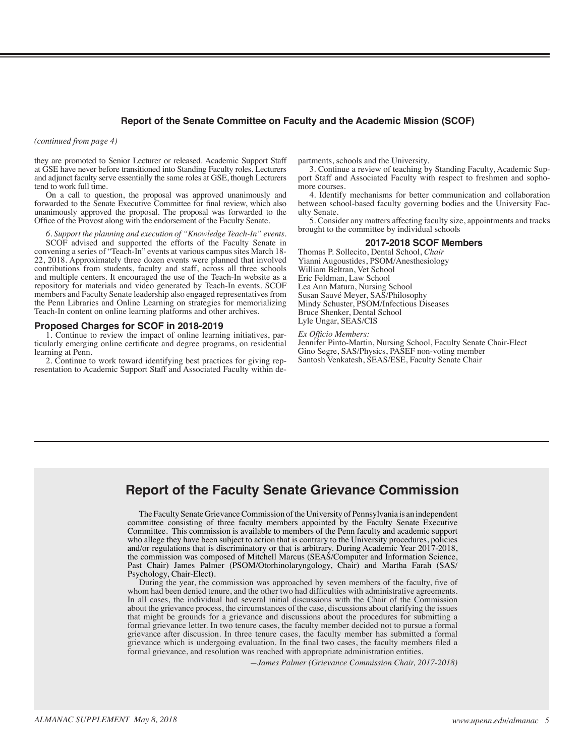## Report of the Senate Committee on Faculty and the Academic Mission (SCOF)

*(continued from page 4)*

they are promoted to Senior Lecturer or released. Academic Support Staff at GSE have never before transitioned into Standing Faculty roles. Lecturers and adjunct faculty serve essentially the same roles at GSE, though Lecturers tend to work full time.

On a call to question, the proposal was approved unanimously and forwarded to the Senate Executive Committee for final review, which also unanimously approved the proposal. The proposal was forwarded to the Office of the Provost along with the endorsement of the Faculty Senate.

*6. Support the planning and execution of "Knowledge Teach-In" events.*

SCOF advised and supported the efforts of the Faculty Senate in convening a series of "Teach-In" events at various campus sites March 18-22, 2018. Approximately three dozen events were planned that involved contributions from students, faculty and staff, across all three schools and multiple centers. It encouraged the use of the Teach-In website as a repository for materials and video generated by Teach-In events. SCOF members and Faculty Senate leadership also engaged representatives from the Penn Libraries and Online Learning on strategies for memorializing Teach-In content on online learning platforms and other archives.

### Proposed Charges for SCOF in 2018-2019

1. Continue to review the impact of online learning initiatives, particularly emerging online certificate and degree programs, on residential learning at Penn.

2. Continue to work toward identifying best practices for giving representation to Academic Support Staff and Associated Faculty within departments, schools and the University.

3. Continue a review of teaching by Standing Faculty, Academic Support Staff and Associated Faculty with respect to freshmen and sophomore courses.

4. Identify mechanisms for better communication and collaboration between school-based faculty governing bodies and the University Faculty Senate.

5. Consider any matters affecting faculty size, appointments and tracks brought to the committee by individual schools

### 2017-2018 SCOF Members

Thomas P. Sollecito, Dental School, *Chair*
Yianni Augoustides, PSOM/Anesthesiology
William Beltran, Vet School
Eric Feldman, Law School
Lea Ann Matura, Nursing School
Susan Sauvé Meyer, SAS/Philosophy
Mindy Schuster, PSOM/Infectious Diseases
Bruce Shenker, Dental School
Lyle Ungar, SEAS/CIS

*Ex Officio Members:*
Jennifer Pinto-Martin, Nursing School, Faculty Senate Chair-Elect
Gino Segre, SAS/Physics, PASEF non-voting member
Santosh Venkatesh, SEAS/ESE, Faculty Senate Chair

## Report of the Faculty Senate Grievance Commission

The Faculty Senate Grievance Commission of the University of Pennsylvania is an independent committee consisting of three faculty members appointed by the Faculty Senate Executive Committee. This commission is available to members of the Penn faculty and academic support who allege they have been subject to action that is contrary to the University procedures, policies and/or regulations that is discriminatory or that is arbitrary. During Academic Year 2017-2018, the commission was composed of Mitchell Marcus (SEAS/Computer and Information Science, Past Chair) James Palmer (PSOM/Otorhinolaryngology, Chair) and Martha Farah (SAS/Psychology, Chair-Elect).

During the year, the commission was approached by seven members of the faculty, five of whom had been denied tenure, and the other two had difficulties with administrative agreements. In all cases, the individual had several initial discussions with the Chair of the Commission about the grievance process, the circumstances of the case, discussions about clarifying the issues that might be grounds for a grievance and discussions about the procedures for submitting a formal grievance letter. In two tenure cases, the faculty member decided not to pursue a formal grievance after discussion. In three tenure cases, the faculty member has submitted a formal grievance which is undergoing evaluation. In the final two cases, the faculty members filed a formal grievance, and resolution was reached with appropriate administration entities.

*—James Palmer (Grievance Commission Chair, 2017-2018)*